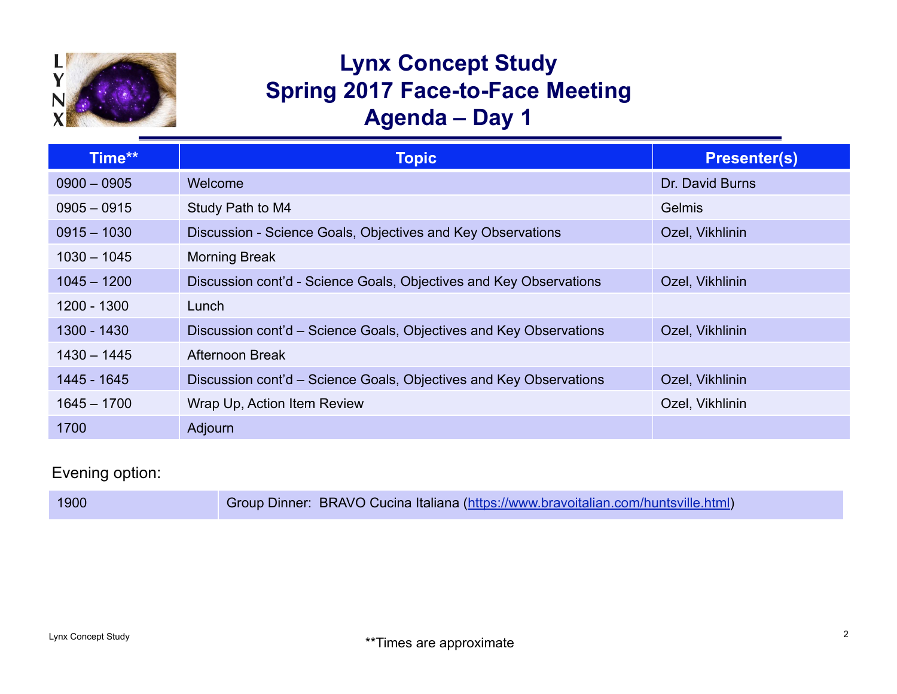# Lynx Concept Study
# Spring 2017 Face-to-Face Meeting
# Agenda – Day 1

| Time** | Topic | Presenter(s) |
|---|---|---|
| 0900 – 0905 | Welcome | Dr. David Burns |
| 0905 – 0915 | Study Path to M4 | Gelmis |
| 0915 – 1030 | Discussion - Science Goals, Objectives and Key Observations | Ozel, Vikhlinin |
| 1030 – 1045 | Morning Break | |
| 1045 – 1200 | Discussion cont'd - Science Goals, Objectives and Key Observations | Ozel, Vikhlinin |
| 1200 - 1300 | Lunch | |
| 1300 - 1430 | Discussion cont'd – Science Goals, Objectives and Key Observations | Ozel, Vikhlinin |
| 1430 – 1445 | Afternoon Break | |
| 1445 - 1645 | Discussion cont'd – Science Goals, Objectives and Key Observations | Ozel, Vikhlinin |
| 1645 – 1700 | Wrap Up, Action Item Review | Ozel, Vikhlinin |
| 1700 | Adjourn | |

Evening option:

| | |
|---|---|
| 1900 | Group Dinner: BRAVO Cucina Italiana (https://www.bravoitalian.com/huntsville.html) |

**Times are approximate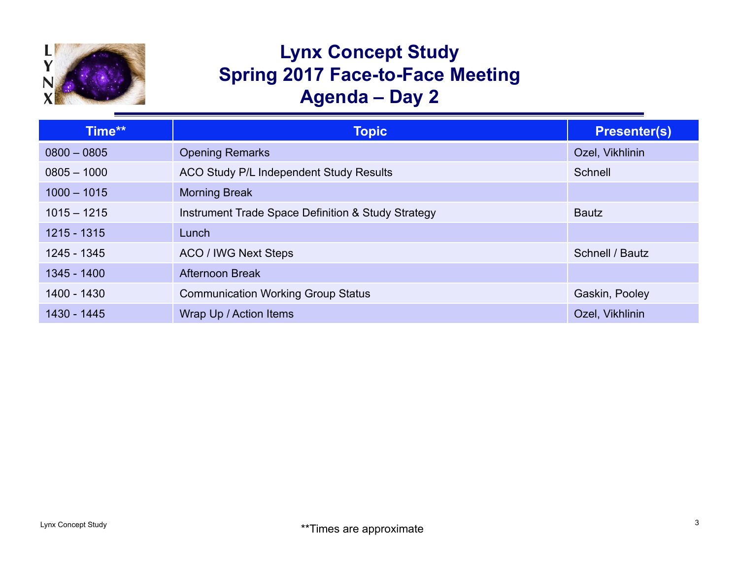# Lynx Concept Study
# Spring 2017 Face-to-Face Meeting
# Agenda – Day 2

| Time** | Topic | Presenter(s) |
|---|---|---|
| 0800 – 0805 | Opening Remarks | Ozel, Vikhlinin |
| 0805 – 1000 | ACO Study P/L Independent Study Results | Schnell |
| 1000 – 1015 | Morning Break | |
| 1015 – 1215 | Instrument Trade Space Definition & Study Strategy | Bautz |
| 1215 - 1315 | Lunch | |
| 1245 - 1345 | ACO / IWG Next Steps | Schnell / Bautz |
| 1345 - 1400 | Afternoon Break | |
| 1400 - 1430 | Communication Working Group Status | Gaskin, Pooley |
| 1430 - 1445 | Wrap Up / Action Items | Ozel, Vikhlinin |

**Times are approximate